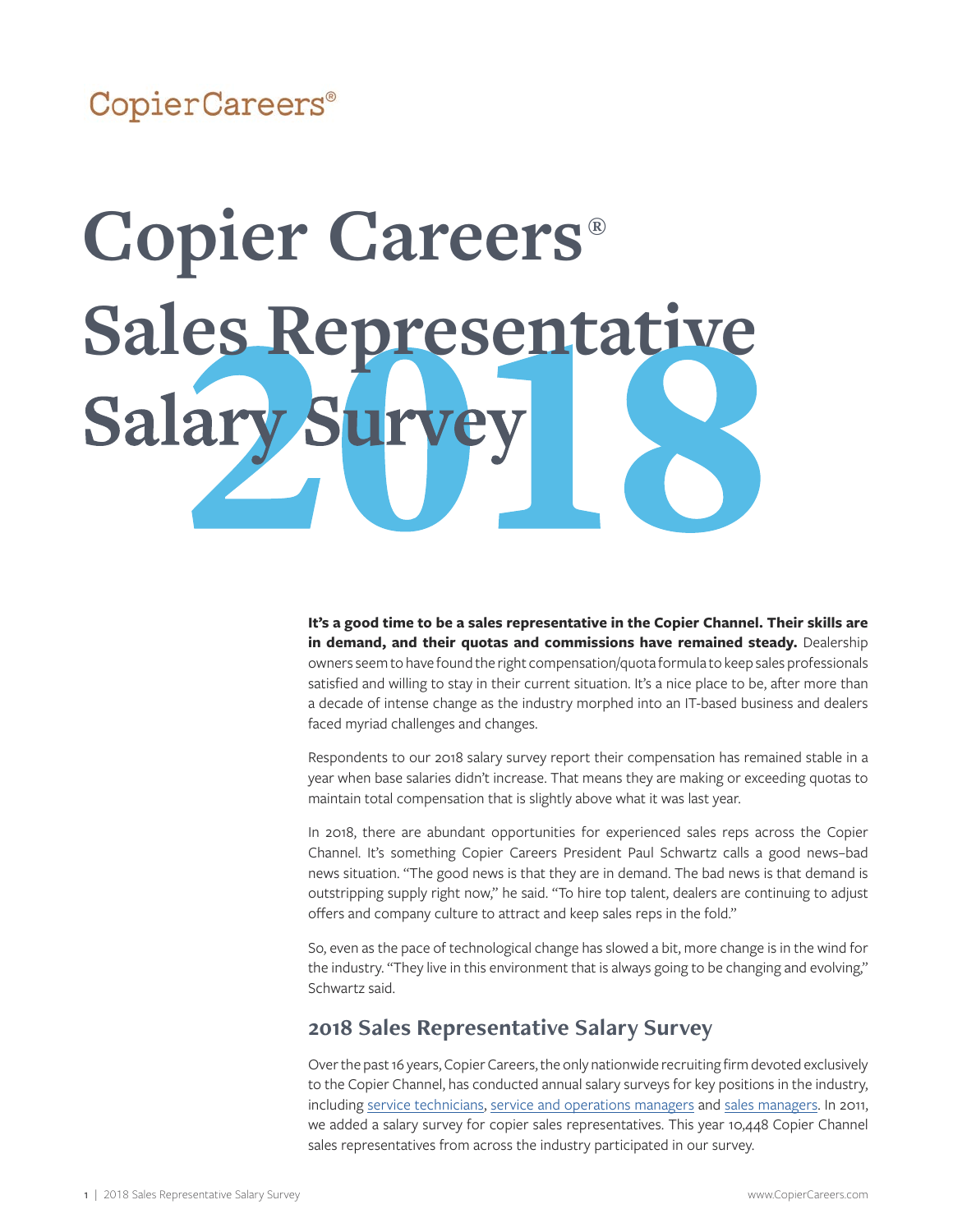CopierCareers®

# Copier Careers® Sales Representative Salary Survey 2018

**It's a good time to be a sales representative in the Copier Channel. Their skills are in demand, and their quotas and commissions have remained steady.** Dealership owners seem to have found the right compensation/quota formula to keep sales professionals satisfied and willing to stay in their current situation. It's a nice place to be, after more than a decade of intense change as the industry morphed into an IT-based business and dealers faced myriad challenges and changes.

Respondents to our 2018 salary survey report their compensation has remained stable in a year when base salaries didn't increase. That means they are making or exceeding quotas to maintain total compensation that is slightly above what it was last year.

In 2018, there are abundant opportunities for experienced sales reps across the Copier Channel. It's something Copier Careers President Paul Schwartz calls a good news–bad news situation. "The good news is that they are in demand. The bad news is that demand is outstripping supply right now," he said. "To hire top talent, dealers are continuing to adjust offers and company culture to attract and keep sales reps in the fold."

So, even as the pace of technological change has slowed a bit, more change is in the wind for the industry. "They live in this environment that is always going to be changing and evolving," Schwartz said.

## 2018 Sales Representative Salary Survey

Over the past 16 years, Copier Careers, the only nationwide recruiting firm devoted exclusively to the Copier Channel, has conducted annual salary surveys for key positions in the industry, including service technicians, service and operations managers and sales managers. In 2011, we added a salary survey for copier sales representatives. This year 10,448 Copier Channel sales representatives from across the industry participated in our survey.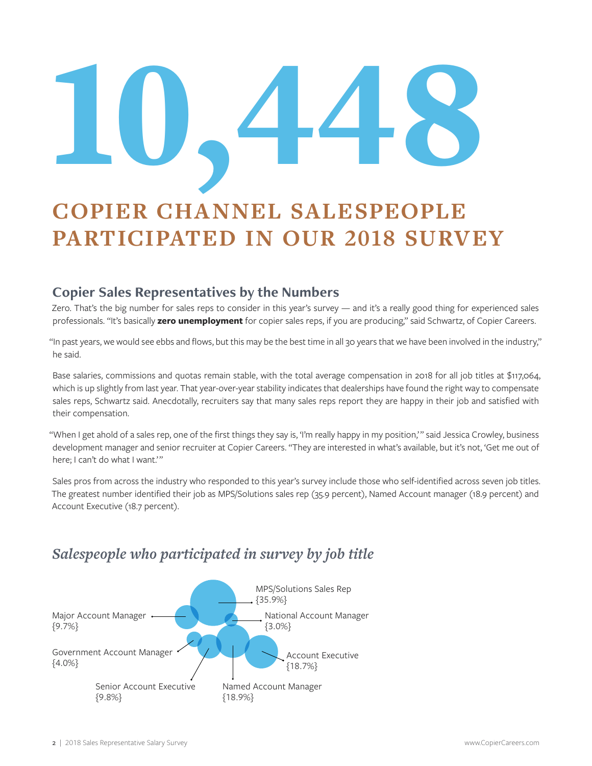# 10,448

## COPIER CHANNEL SALESPEOPLE PARTICIPATED IN OUR 2018 SURVEY

### Copier Sales Representatives by the Numbers

Zero. That's the big number for sales reps to consider in this year's survey — and it's a really good thing for experienced sales professionals. "It's basically **zero unemployment** for copier sales reps, if you are producing," said Schwartz, of Copier Careers.

"In past years, we would see ebbs and flows, but this may be the best time in all 30 years that we have been involved in the industry," he said.

Base salaries, commissions and quotas remain stable, with the total average compensation in 2018 for all job titles at $117,064, which is up slightly from last year. That year-over-year stability indicates that dealerships have found the right way to compensate sales reps, Schwartz said. Anecdotally, recruiters say that many sales reps report they are happy in their job and satisfied with their compensation.

"When I get ahold of a sales rep, one of the first things they say is, 'I'm really happy in my position,'" said Jessica Crowley, business development manager and senior recruiter at Copier Careers. "They are interested in what's available, but it's not, 'Get me out of here; I can't do what I want.'"

Sales pros from across the industry who responded to this year's survey include those who self-identified across seven job titles. The greatest number identified their job as MPS/Solutions sales rep (35.9 percent), Named Account manager (18.9 percent) and Account Executive (18.7 percent).

### *Salespeople who participated in survey by job title*

- MPS/Solutions Sales Rep {35.9%}
- Major Account Manager {9.7%}
- National Account Manager {3.0%}
- Government Account Manager {4.0%}
- Account Executive {18.7%}
- Senior Account Executive {9.8%}
- Named Account Manager {18.9%}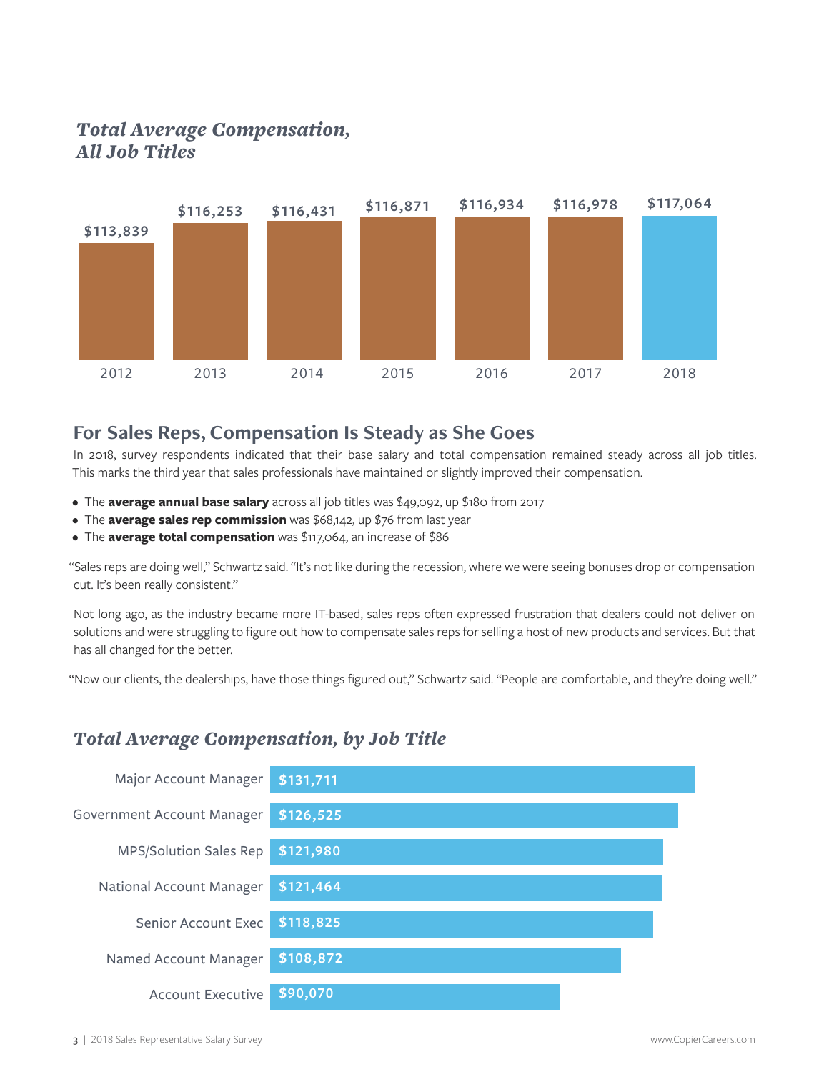## *Total Average Compensation, All Job Titles*

| Year | Total Average Compensation |
|---|---|
| 2012 | $113,839 |
| 2013 | $116,253 |
| 2014 | $116,431 |
| 2015 | $116,871 |
| 2016 | $116,934 |
| 2017 | $116,978 |
| 2018 | $117,064 |

## For Sales Reps, Compensation Is Steady as She Goes

In 2018, survey respondents indicated that their base salary and total compensation remained steady across all job titles. This marks the third year that sales professionals have maintained or slightly improved their compensation.

- The **average annual base salary** across all job titles was $49,092, up $180 from 2017
- The **average sales rep commission** was $68,142, up $76 from last year
- The **average total compensation** was $117,064, an increase of $86

"Sales reps are doing well," Schwartz said. "It's not like during the recession, where we were seeing bonuses drop or compensation cut. It's been really consistent."

Not long ago, as the industry became more IT-based, sales reps often expressed frustration that dealers could not deliver on solutions and were struggling to figure out how to compensate sales reps for selling a host of new products and services. But that has all changed for the better.

"Now our clients, the dealerships, have those things figured out," Schwartz said. "People are comfortable, and they're doing well."

## *Total Average Compensation, by Job Title*

| Job Title | Total Average Compensation |
|---|---|
| Major Account Manager | $131,711 |
| Government Account Manager | $126,525 |
| MPS/Solution Sales Rep | $121,980 |
| National Account Manager | $121,464 |
| Senior Account Exec | $118,825 |
| Named Account Manager | $108,872 |
| Account Executive | $90,070 |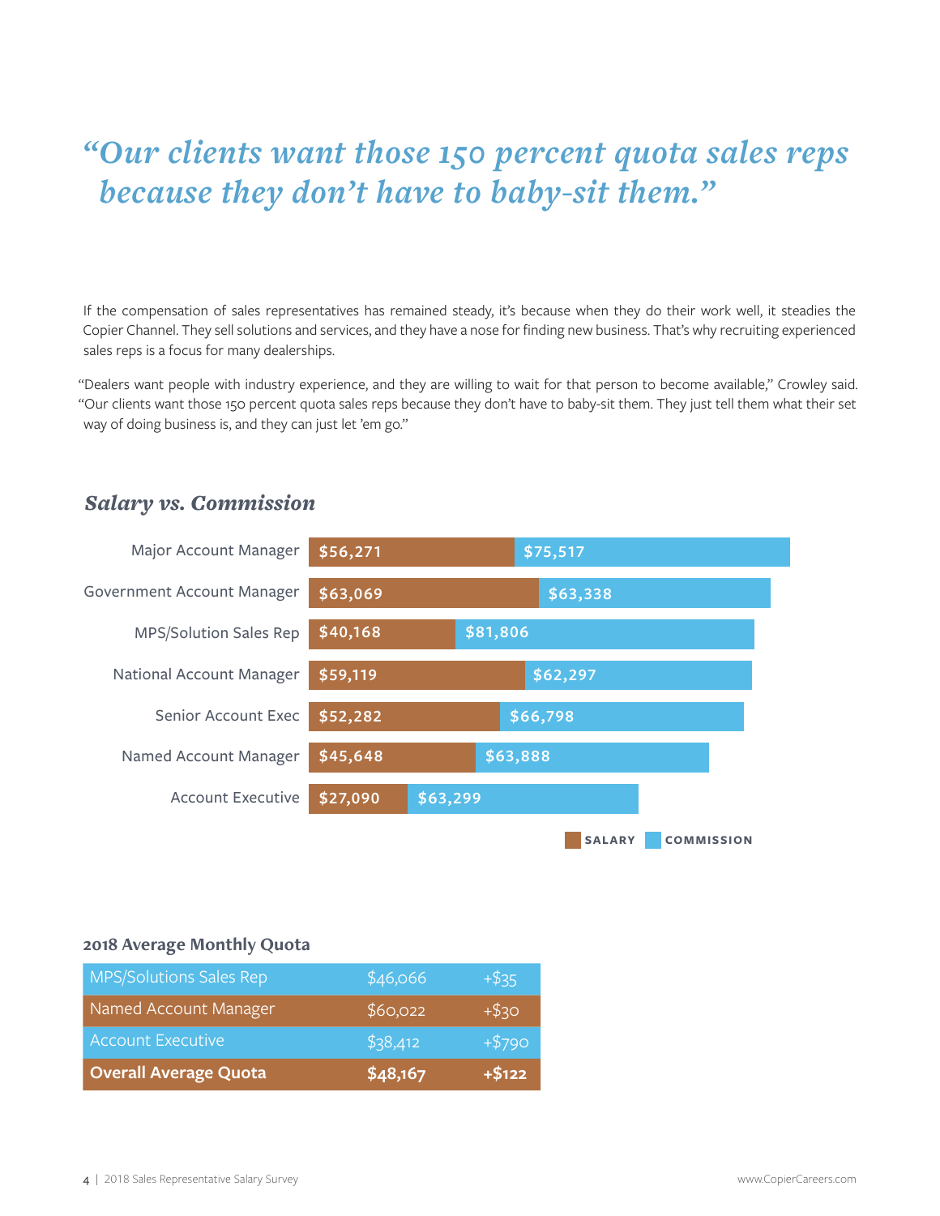> *"Our clients want those 150 percent quota sales reps because they don't have to baby-sit them."*

If the compensation of sales representatives has remained steady, it's because when they do their work well, it steadies the Copier Channel. They sell solutions and services, and they have a nose for finding new business. That's why recruiting experienced sales reps is a focus for many dealerships.

"Dealers want people with industry experience, and they are willing to wait for that person to become available," Crowley said. "Our clients want those 150 percent quota sales reps because they don't have to baby-sit them. They just tell them what their set way of doing business is, and they can just let 'em go."

## *Salary vs. Commission*

| Position | Salary | Commission |
|---|---|---|
| Major Account Manager | $56,271 | $75,517 |
| Government Account Manager | $63,069 | $63,338 |
| MPS/Solution Sales Rep | $40,168 | $81,806 |
| National Account Manager | $59,119 | $62,297 |
| Senior Account Exec | $52,282 | $66,798 |
| Named Account Manager | $45,648 | $63,888 |
| Account Executive | $27,090 | $63,299 |

### 2018 Average Monthly Quota

| Position | Quota | Change |
|---|---|---|
| MPS/Solutions Sales Rep | $46,066 | +$35 |
| Named Account Manager | $60,022 | +$30 |
| Account Executive | $38,412 | +$790 |
| **Overall Average Quota** | **$48,167** | **+$122** |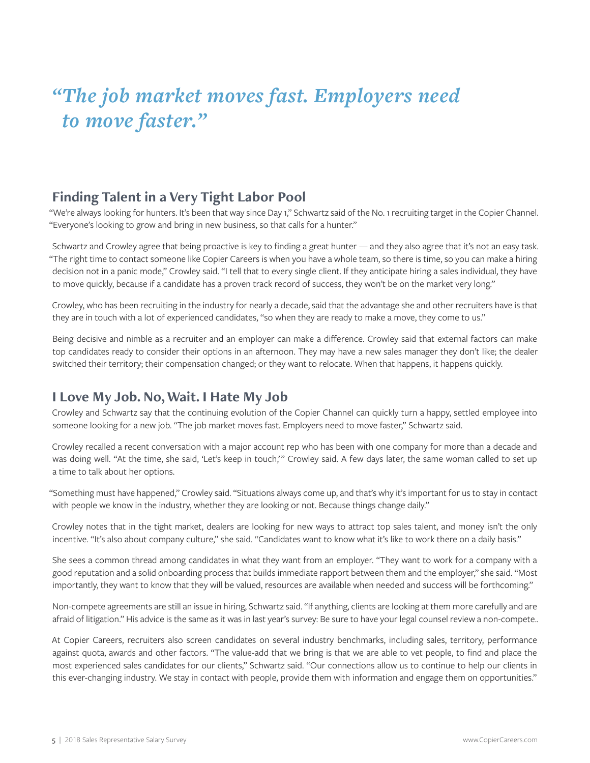*"The job market moves fast. Employers need to move faster."*

## Finding Talent in a Very Tight Labor Pool

"We're always looking for hunters. It's been that way since Day 1," Schwartz said of the No. 1 recruiting target in the Copier Channel. "Everyone's looking to grow and bring in new business, so that calls for a hunter."

Schwartz and Crowley agree that being proactive is key to finding a great hunter — and they also agree that it's not an easy task. "The right time to contact someone like Copier Careers is when you have a whole team, so there is time, so you can make a hiring decision not in a panic mode," Crowley said. "I tell that to every single client. If they anticipate hiring a sales individual, they have to move quickly, because if a candidate has a proven track record of success, they won't be on the market very long."

Crowley, who has been recruiting in the industry for nearly a decade, said that the advantage she and other recruiters have is that they are in touch with a lot of experienced candidates, "so when they are ready to make a move, they come to us."

Being decisive and nimble as a recruiter and an employer can make a difference. Crowley said that external factors can make top candidates ready to consider their options in an afternoon. They may have a new sales manager they don't like; the dealer switched their territory; their compensation changed; or they want to relocate. When that happens, it happens quickly.

## I Love My Job. No, Wait. I Hate My Job

Crowley and Schwartz say that the continuing evolution of the Copier Channel can quickly turn a happy, settled employee into someone looking for a new job. "The job market moves fast. Employers need to move faster," Schwartz said.

Crowley recalled a recent conversation with a major account rep who has been with one company for more than a decade and was doing well. "At the time, she said, 'Let's keep in touch,'" Crowley said. A few days later, the same woman called to set up a time to talk about her options.

"Something must have happened," Crowley said. "Situations always come up, and that's why it's important for us to stay in contact with people we know in the industry, whether they are looking or not. Because things change daily."

Crowley notes that in the tight market, dealers are looking for new ways to attract top sales talent, and money isn't the only incentive. "It's also about company culture," she said. "Candidates want to know what it's like to work there on a daily basis."

She sees a common thread among candidates in what they want from an employer. "They want to work for a company with a good reputation and a solid onboarding process that builds immediate rapport between them and the employer," she said. "Most importantly, they want to know that they will be valued, resources are available when needed and success will be forthcoming."

Non-compete agreements are still an issue in hiring, Schwartz said. "If anything, clients are looking at them more carefully and are afraid of litigation." His advice is the same as it was in last year's survey: Be sure to have your legal counsel review a non-compete..

At Copier Careers, recruiters also screen candidates on several industry benchmarks, including sales, territory, performance against quota, awards and other factors. "The value-add that we bring is that we are able to vet people, to find and place the most experienced sales candidates for our clients," Schwartz said. "Our connections allow us to continue to help our clients in this ever-changing industry. We stay in contact with people, provide them with information and engage them on opportunities."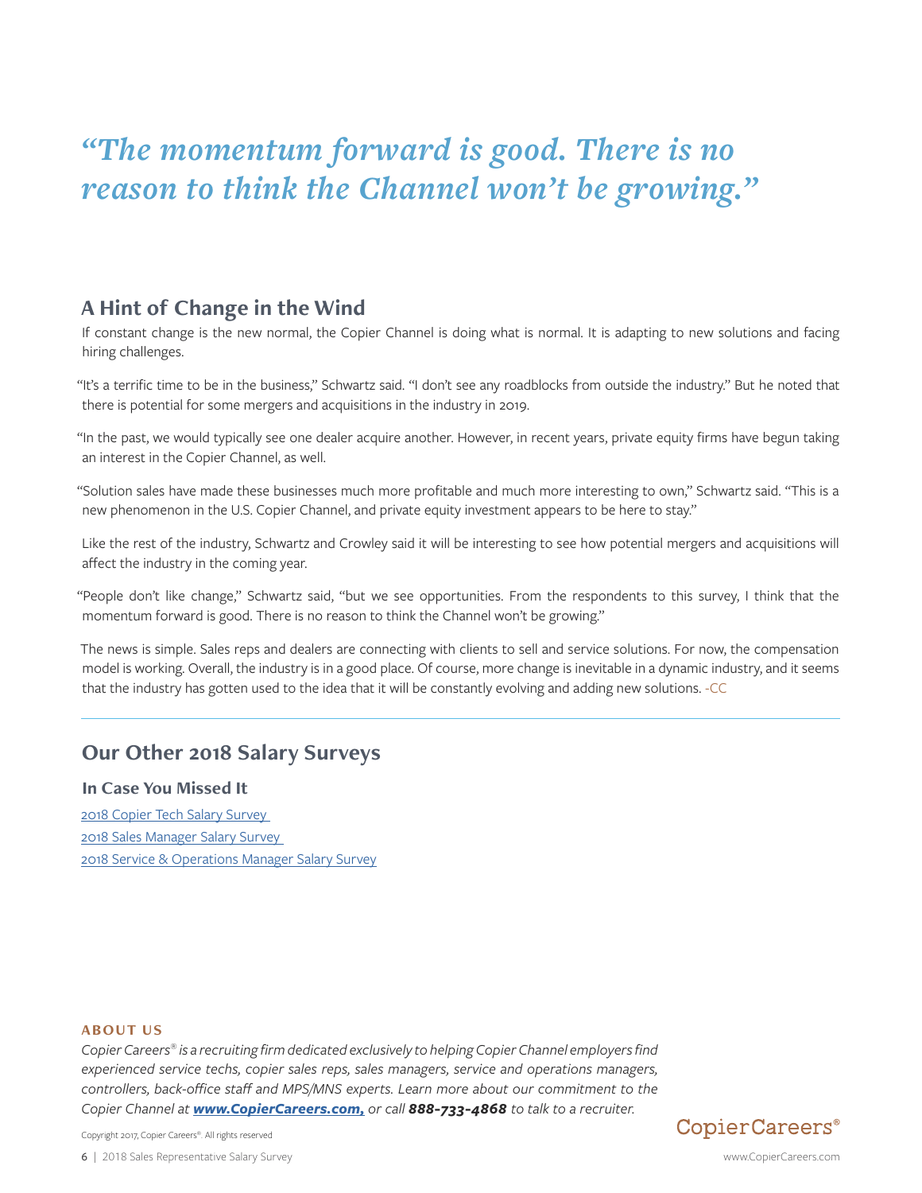*"The momentum forward is good. There is no reason to think the Channel won't be growing."*

## A Hint of Change in the Wind

If constant change is the new normal, the Copier Channel is doing what is normal. It is adapting to new solutions and facing hiring challenges.

"It's a terrific time to be in the business," Schwartz said. "I don't see any roadblocks from outside the industry." But he noted that there is potential for some mergers and acquisitions in the industry in 2019.

"In the past, we would typically see one dealer acquire another. However, in recent years, private equity firms have begun taking an interest in the Copier Channel, as well.

"Solution sales have made these businesses much more profitable and much more interesting to own," Schwartz said. "This is a new phenomenon in the U.S. Copier Channel, and private equity investment appears to be here to stay."

Like the rest of the industry, Schwartz and Crowley said it will be interesting to see how potential mergers and acquisitions will affect the industry in the coming year.

"People don't like change," Schwartz said, "but we see opportunities. From the respondents to this survey, I think that the momentum forward is good. There is no reason to think the Channel won't be growing."

The news is simple. Sales reps and dealers are connecting with clients to sell and service solutions. For now, the compensation model is working. Overall, the industry is in a good place. Of course, more change is inevitable in a dynamic industry, and it seems that the industry has gotten used to the idea that it will be constantly evolving and adding new solutions. -CC

---

## Our Other 2018 Salary Surveys

### In Case You Missed It

2018 Copier Tech Salary Survey

2018 Sales Manager Salary Survey

2018 Service & Operations Manager Salary Survey

**ABOUT US**

*Copier Careers® is a recruiting firm dedicated exclusively to helping Copier Channel employers find experienced service techs, copier sales reps, sales managers, service and operations managers, controllers, back-office staff and MPS/MNS experts. Learn more about our commitment to the Copier Channel at* ***www.CopierCareers.com,*** *or call* ***888-733-4868*** *to talk to a recruiter.*

Copyright 2017, Copier Careers®. All rights reserved

CopierCareers®